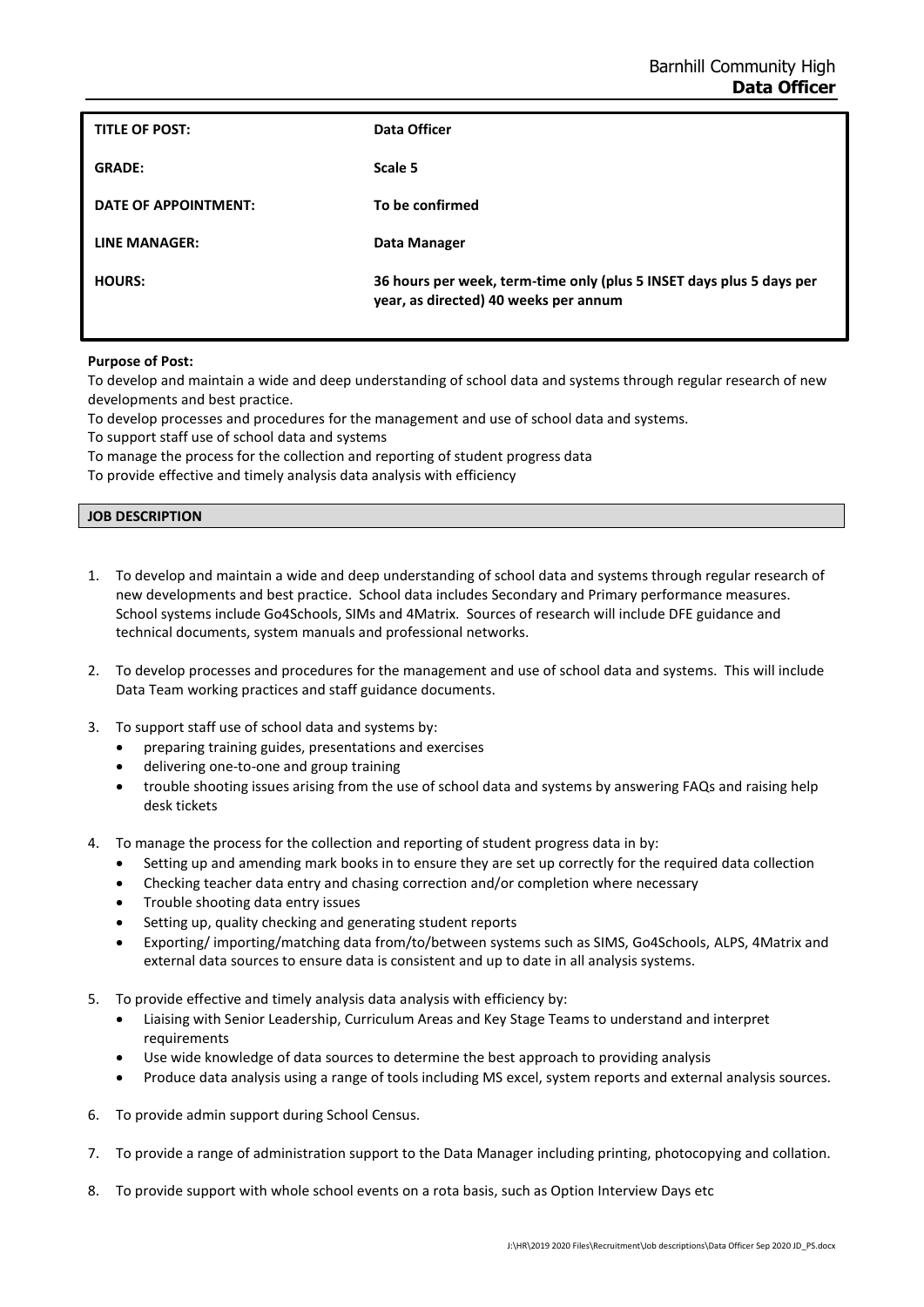Barnhill Community High
**Data Officer**

| | |
|---|---|
| **TITLE OF POST:** | **Data Officer** |
| **GRADE:** | **Scale 5** |
| **DATE OF APPOINTMENT:** | **To be confirmed** |
| **LINE MANAGER:** | **Data Manager** |
| **HOURS:** | **36 hours per week, term-time only (plus 5 INSET days plus 5 days per year, as directed) 40 weeks per annum** |

**Purpose of Post:**

To develop and maintain a wide and deep understanding of school data and systems through regular research of new developments and best practice.

To develop processes and procedures for the management and use of school data and systems.

To support staff use of school data and systems

To manage the process for the collection and reporting of student progress data

To provide effective and timely analysis data analysis with efficiency

## JOB DESCRIPTION

1. To develop and maintain a wide and deep understanding of school data and systems through regular research of new developments and best practice. School data includes Secondary and Primary performance measures. School systems include Go4Schools, SIMs and 4Matrix. Sources of research will include DFE guidance and technical documents, system manuals and professional networks.

2. To develop processes and procedures for the management and use of school data and systems. This will include Data Team working practices and staff guidance documents.

3. To support staff use of school data and systems by:
   - preparing training guides, presentations and exercises
   - delivering one-to-one and group training
   - trouble shooting issues arising from the use of school data and systems by answering FAQs and raising help desk tickets

4. To manage the process for the collection and reporting of student progress data in by:
   - Setting up and amending mark books in to ensure they are set up correctly for the required data collection
   - Checking teacher data entry and chasing correction and/or completion where necessary
   - Trouble shooting data entry issues
   - Setting up, quality checking and generating student reports
   - Exporting/ importing/matching data from/to/between systems such as SIMS, Go4Schools, ALPS, 4Matrix and external data sources to ensure data is consistent and up to date in all analysis systems.

5. To provide effective and timely analysis data analysis with efficiency by:
   - Liaising with Senior Leadership, Curriculum Areas and Key Stage Teams to understand and interpret requirements
   - Use wide knowledge of data sources to determine the best approach to providing analysis
   - Produce data analysis using a range of tools including MS excel, system reports and external analysis sources.

6. To provide admin support during School Census.

7. To provide a range of administration support to the Data Manager including printing, photocopying and collation.

8. To provide support with whole school events on a rota basis, such as Option Interview Days etc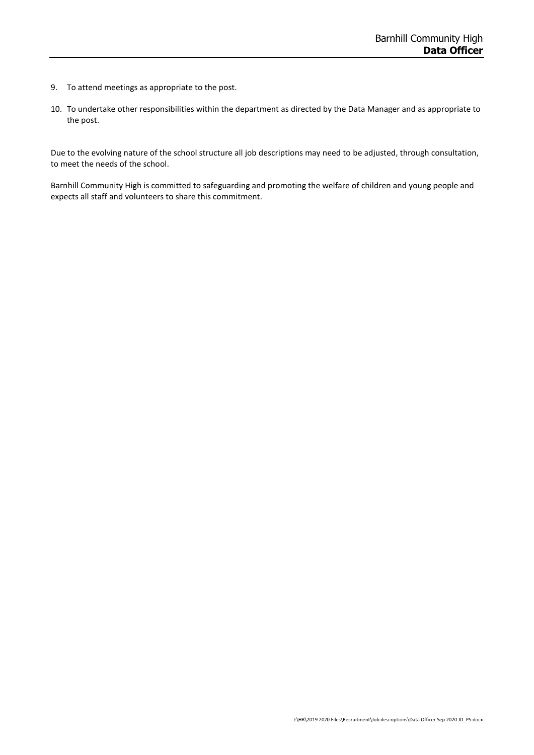9. To attend meetings as appropriate to the post.

10. To undertake other responsibilities within the department as directed by the Data Manager and as appropriate to the post.

Due to the evolving nature of the school structure all job descriptions may need to be adjusted, through consultation, to meet the needs of the school.

Barnhill Community High is committed to safeguarding and promoting the welfare of children and young people and expects all staff and volunteers to share this commitment.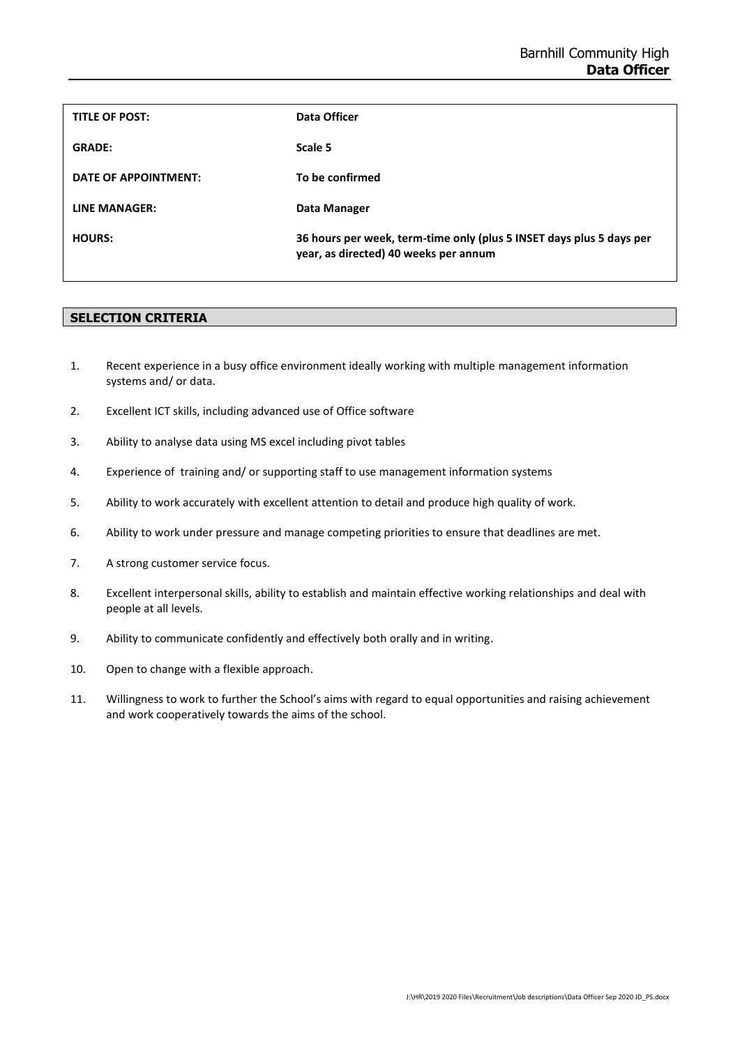| | |
|---|---|
| **TITLE OF POST:** | **Data Officer** |
| **GRADE:** | **Scale 5** |
| **DATE OF APPOINTMENT:** | **To be confirmed** |
| **LINE MANAGER:** | **Data Manager** |
| **HOURS:** | **36 hours per week, term-time only (plus 5 INSET days plus 5 days per year, as directed) 40 weeks per annum** |

## SELECTION CRITERIA

1. Recent experience in a busy office environment ideally working with multiple management information systems and/ or data.
2. Excellent ICT skills, including advanced use of Office software
3. Ability to analyse data using MS excel including pivot tables
4. Experience of training and/ or supporting staff to use management information systems
5. Ability to work accurately with excellent attention to detail and produce high quality of work.
6. Ability to work under pressure and manage competing priorities to ensure that deadlines are met.
7. A strong customer service focus.
8. Excellent interpersonal skills, ability to establish and maintain effective working relationships and deal with people at all levels.
9. Ability to communicate confidently and effectively both orally and in writing.
10. Open to change with a flexible approach.
11. Willingness to work to further the School's aims with regard to equal opportunities and raising achievement and work cooperatively towards the aims of the school.